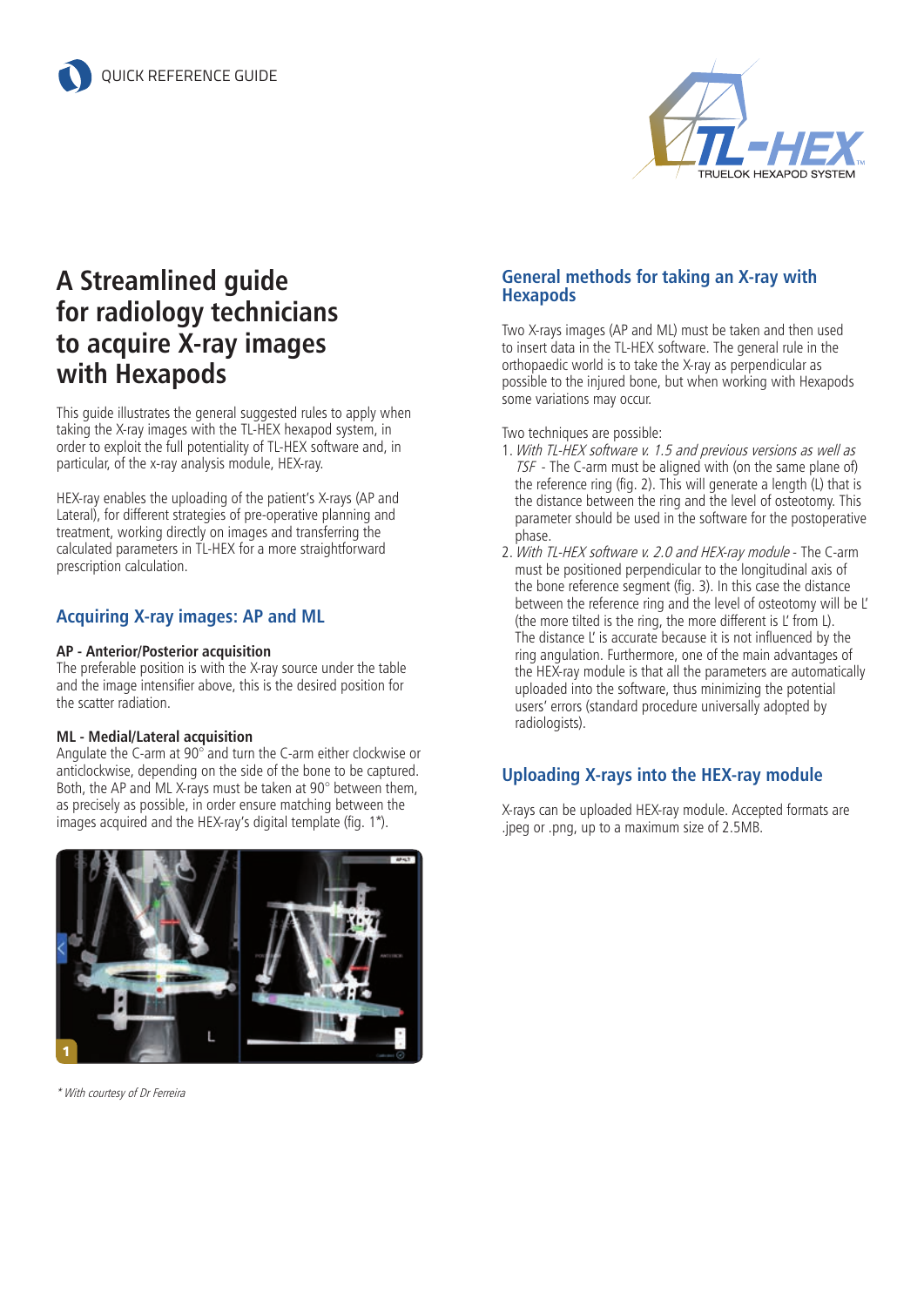QUICK REFERENCE GUIDE

TL-HEX TRUELOK HEXAPOD SYSTEM

# A Streamlined guide for radiology technicians to acquire X-ray images with Hexapods

This guide illustrates the general suggested rules to apply when taking the X-ray images with the TL-HEX hexapod system, in order to exploit the full potentiality of TL-HEX software and, in particular, of the x-ray analysis module, HEX-ray.

HEX-ray enables the uploading of the patient's X-rays (AP and Lateral), for different strategies of pre-operative planning and treatment, working directly on images and transferring the calculated parameters in TL-HEX for a more straightforward prescription calculation.

## Acquiring X-ray images: AP and ML

**AP - Anterior/Posterior acquisition**
The preferable position is with the X-ray source under the table and the image intensifier above, this is the desired position for the scatter radiation.

**ML - Medial/Lateral acquisition**
Angulate the C-arm at 90° and turn the C-arm either clockwise or anticlockwise, depending on the side of the bone to be captured. Both, the AP and ML X-rays must be taken at 90° between them, as precisely as possible, in order ensure matching between the images acquired and the HEX-ray's digital template (fig. 1*).

1

*\* With courtesy of Dr Ferreira*

## General methods for taking an X-ray with Hexapods

Two X-rays images (AP and ML) must be taken and then used to insert data in the TL-HEX software. The general rule in the orthopaedic world is to take the X-ray as perpendicular as possible to the injured bone, but when working with Hexapods some variations may occur.

Two techniques are possible:

1. *With TL-HEX software v. 1.5 and previous versions as well as TSF* - The C-arm must be aligned with (on the same plane of) the reference ring (fig. 2). This will generate a length (L) that is the distance between the ring and the level of osteotomy. This parameter should be used in the software for the postoperative phase.
2. *With TL-HEX software v. 2.0 and HEX-ray module* - The C-arm must be positioned perpendicular to the longitudinal axis of the bone reference segment (fig. 3). In this case the distance between the reference ring and the level of osteotomy will be L' (the more tilted is the ring, the more different is L' from L). The distance L' is accurate because it is not influenced by the ring angulation. Furthermore, one of the main advantages of the HEX-ray module is that all the parameters are automatically uploaded into the software, thus minimizing the potential users' errors (standard procedure universally adopted by radiologists).

## Uploading X-rays into the HEX-ray module

X-rays can be uploaded HEX-ray module. Accepted formats are .jpeg or .png, up to a maximum size of 2.5MB.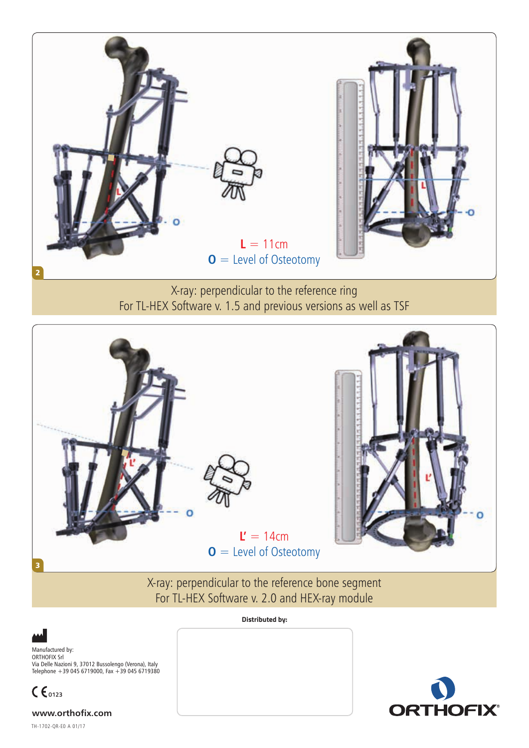L = 11cm
O = Level of Osteotomy

2

X-ray: perpendicular to the reference ring
For TL-HEX Software v. 1.5 and previous versions as well as TSF

L' = 14cm
O = Level of Osteotomy

3

X-ray: perpendicular to the reference bone segment
For TL-HEX Software v. 2.0 and HEX-ray module

**Distributed by:**

Manufactured by:
ORTHOFIX Srl
Via Delle Nazioni 9, 37012 Bussolengo (Verona), Italy
Telephone +39 045 6719000, Fax +39 045 6719380

CE 0123

**www.orthofix.com**

TH-1702-QR-E0 A 01/17

ORTHOFIX®